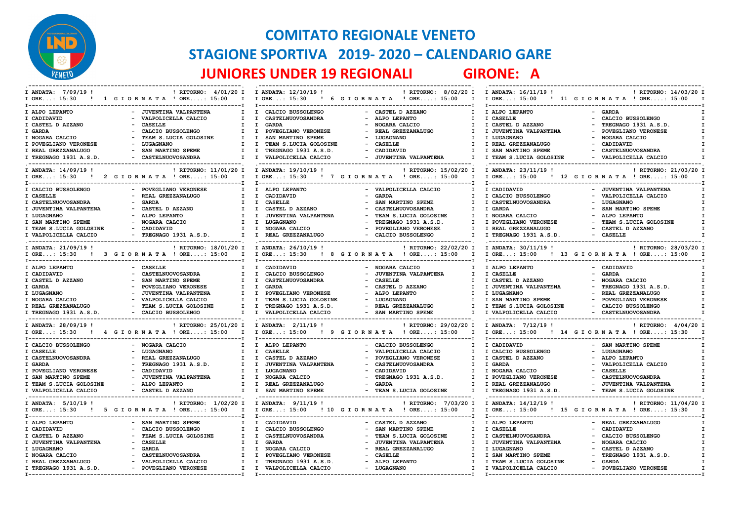# COMITATO REGIONALE VENETO

## STAGIONE SPORTIVA 2019- 2020 – CALENDARIO GARE

## JUNIORES UNDER 19 REGIONALI GIRONE: A

### 1 GIORNATA
ANDATA: 7/09/19 ! ORE...: 15:30 — RITORNO: 4/01/20 ! ORE....: 15:00

| Casa | Ospite |
|---|---|
| ALPO LEPANTO | JUVENTINA VALPANTENA |
| CADIDAVID | VALPOLICELLA CALCIO |
| CASTEL D AZZANO | CASELLE |
| GARDA | CALCIO BUSSOLENGO |
| NOGARA CALCIO | TEAM S.LUCIA GOLOSINE |
| POVEGLIANO VERONESE | LUGAGNANO |
| REAL GREZZANALUGO | SAN MARTINO SPEME |
| TREGNAGO 1931 A.S.D. | CASTELNUOVOSANDRA |

### 2 GIORNATA
ANDATA: 14/09/19 ! ORE...: 15:30 — RITORNO: 11/01/20 ! ORE....: 15:00

| Casa | Ospite |
|---|---|
| CALCIO BUSSOLENGO | POVEGLIANO VERONESE |
| CASELLE | REAL GREZZANALUGO |
| CASTELNUOVOSANDRA | GARDA |
| JUVENTINA VALPANTENA | CASTEL D AZZANO |
| LUGAGNANO | ALPO LEPANTO |
| SAN MARTINO SPEME | NOGARA CALCIO |
| TEAM S.LUCIA GOLOSINE | CADIDAVID |
| VALPOLICELLA CALCIO | TREGNAGO 1931 A.S.D. |

### 3 GIORNATA
ANDATA: 21/09/19 ! ORE...: 15:30 — RITORNO: 18/01/20 ! ORE....: 15:00

| Casa | Ospite |
|---|---|
| ALPO LEPANTO | CASELLE |
| CADIDAVID | CASTELNUOVOSANDRA |
| CASTEL D AZZANO | SAN MARTINO SPEME |
| GARDA | POVEGLIANO VERONESE |
| LUGAGNANO | JUVENTINA VALPANTENA |
| NOGARA CALCIO | VALPOLICELLA CALCIO |
| REAL GREZZANALUGO | TEAM S.LUCIA GOLOSINE |
| TREGNAGO 1931 A.S.D. | CALCIO BUSSOLENGO |

### 4 GIORNATA
ANDATA: 28/09/19 ! ORE...: 15:30 — RITORNO: 25/01/20 ! ORE....: 15:00

| Casa | Ospite |
|---|---|
| CALCIO BUSSOLENGO | NOGARA CALCIO |
| CASELLE | LUGAGNANO |
| CASTELNUOVOSANDRA | REAL GREZZANALUGO |
| GARDA | TREGNAGO 1931 A.S.D. |
| POVEGLIANO VERONESE | CADIDAVID |
| SAN MARTINO SPEME | JUVENTINA VALPANTENA |
| TEAM S.LUCIA GOLOSINE | ALPO LEPANTO |
| VALPOLICELLA CALCIO | CASTEL D AZZANO |

### 5 GIORNATA
ANDATA: 5/10/19 ! ORE...: 15:30 — RITORNO: 1/02/20 ! ORE....: 15:00

| Casa | Ospite |
|---|---|
| ALPO LEPANTO | SAN MARTINO SPEME |
| CADIDAVID | CALCIO BUSSOLENGO |
| CASTEL D AZZANO | TEAM S.LUCIA GOLOSINE |
| JUVENTINA VALPANTENA | CASELLE |
| LUGAGNANO | GARDA |
| NOGARA CALCIO | CASTELNUOVOSANDRA |
| REAL GREZZANALUGO | VALPOLICELLA CALCIO |
| TREGNAGO 1931 A.S.D. | POVEGLIANO VERONESE |

### 6 GIORNATA
ANDATA: 12/10/19 ! ORE...: 15:30 — RITORNO: 8/02/20 ! ORE....: 15:00

| Casa | Ospite |
|---|---|
| CALCIO BUSSOLENGO | CASTEL D AZZANO |
| CASTELNUOVOSANDRA | ALPO LEPANTO |
| GARDA | NOGARA CALCIO |
| POVEGLIANO VERONESE | REAL GREZZANALUGO |
| SAN MARTINO SPEME | LUGAGNANO |
| TEAM S.LUCIA GOLOSINE | CASELLE |
| TREGNAGO 1931 A.S.D. | CADIDAVID |
| VALPOLICELLA CALCIO | JUVENTINA VALPANTENA |

### 7 GIORNATA
ANDATA: 19/10/19 ! ORE...: 15:30 — RITORNO: 15/02/20 ! ORE....: 15:00

| Casa | Ospite |
|---|---|
| ALPO LEPANTO | VALPOLICELLA CALCIO |
| CADIDAVID | GARDA |
| CASELLE | SAN MARTINO SPEME |
| CASTEL D AZZANO | CASTELNUOVOSANDRA |
| JUVENTINA VALPANTENA | TEAM S.LUCIA GOLOSINE |
| LUGAGNANO | TREGNAGO 1931 A.S.D. |
| NOGARA CALCIO | POVEGLIANO VERONESE |
| REAL GREZZANALUGO | CALCIO BUSSOLENGO |

### 8 GIORNATA
ANDATA: 26/10/19 ! ORE...: 15:30 — RITORNO: 22/02/20 ! ORE....: 15:00

| Casa | Ospite |
|---|---|
| CADIDAVID | NOGARA CALCIO |
| CALCIO BUSSOLENGO | JUVENTINA VALPANTENA |
| CASTELNUOVOSANDRA | CASELLE |
| GARDA | CASTEL D AZZANO |
| POVEGLIANO VERONESE | ALPO LEPANTO |
| TEAM S.LUCIA GOLOSINE | LUGAGNANO |
| TREGNAGO 1931 A.S.D. | REAL GREZZANALUGO |
| VALPOLICELLA CALCIO | SAN MARTINO SPEME |

### 9 GIORNATA
ANDATA: 2/11/19 ! ORE...: 15:00 — RITORNO: 29/02/20 ! ORE....: 15:00

| Casa | Ospite |
|---|---|
| ALPO LEPANTO | CALCIO BUSSOLENGO |
| CASELLE | VALPOLICELLA CALCIO |
| CASTEL D AZZANO | POVEGLIANO VERONESE |
| JUVENTINA VALPANTENA | CASTELNUOVOSANDRA |
| LUGAGNANO | CADIDAVID |
| NOGARA CALCIO | TREGNAGO 1931 A.S.D. |
| REAL GREZZANALUGO | GARDA |
| SAN MARTINO SPEME | TEAM S.LUCIA GOLOSINE |

### 10 GIORNATA
ANDATA: 9/11/19 ! ORE...: 15:00 — RITORNO: 7/03/20 ! ORE....: 15:00

| Casa | Ospite |
|---|---|
| CADIDAVID | CASTEL D AZZANO |
| CALCIO BUSSOLENGO | SAN MARTINO SPEME |
| CASTELNUOVOSANDRA | TEAM S.LUCIA GOLOSINE |
| GARDA | JUVENTINA VALPANTENA |
| NOGARA CALCIO | REAL GREZZANALUGO |
| POVEGLIANO VERONESE | CASELLE |
| TREGNAGO 1931 A.S.D. | ALPO LEPANTO |
| VALPOLICELLA CALCIO | LUGAGNANO |

### 11 GIORNATA
ANDATA: 16/11/19 ! ORE...: 15:00 — RITORNO: 14/03/20 ! ORE....: 15:00

| Casa | Ospite |
|---|---|
| ALPO LEPANTO | GARDA |
| CASELLE | CALCIO BUSSOLENGO |
| CASTEL D AZZANO | TREGNAGO 1931 A.S.D. |
| JUVENTINA VALPANTENA | POVEGLIANO VERONESE |
| LUGAGNANO | NOGARA CALCIO |
| REAL GREZZANALUGO | CADIDAVID |
| SAN MARTINO SPEME | CASTELNUOVOSANDRA |
| TEAM S.LUCIA GOLOSINE | VALPOLICELLA CALCIO |

### 12 GIORNATA
ANDATA: 23/11/19 ! ORE...: 15:00 — RITORNO: 21/03/20 ! ORE....: 15:00

| Casa | Ospite |
|---|---|
| CADIDAVID | JUVENTINA VALPANTENA |
| CALCIO BUSSOLENGO | VALPOLICELLA CALCIO |
| CASTELNUOVOSANDRA | LUGAGNANO |
| GARDA | SAN MARTINO SPEME |
| NOGARA CALCIO | ALPO LEPANTO |
| POVEGLIANO VERONESE | TEAM S.LUCIA GOLOSINE |
| REAL GREZZANALUGO | CASTEL D AZZANO |
| TREGNAGO 1931 A.S.D. | CASELLE |

### 13 GIORNATA
ANDATA: 30/11/19 ! ORE...: 15:00 — RITORNO: 28/03/20 ! ORE....: 15:00

| Casa | Ospite |
|---|---|
| ALPO LEPANTO | CADIDAVID |
| CASELLE | GARDA |
| CASTEL D AZZANO | NOGARA CALCIO |
| JUVENTINA VALPANTENA | TREGNAGO 1931 A.S.D. |
| LUGAGNANO | REAL GREZZANALUGO |
| SAN MARTINO SPEME | POVEGLIANO VERONESE |
| TEAM S.LUCIA GOLOSINE | CALCIO BUSSOLENGO |
| VALPOLICELLA CALCIO | CASTELNUOVOSANDRA |

### 14 GIORNATA
ANDATA: 7/12/19 ! ORE...: 15:00 — RITORNO: 4/04/20 ! ORE....: 15:30

| Casa | Ospite |
|---|---|
| CADIDAVID | SAN MARTINO SPEME |
| CALCIO BUSSOLENGO | LUGAGNANO |
| CASTEL D AZZANO | ALPO LEPANTO |
| GARDA | VALPOLICELLA CALCIO |
| NOGARA CALCIO | CASELLE |
| POVEGLIANO VERONESE | CASTELNUOVOSANDRA |
| REAL GREZZANALUGO | JUVENTINA VALPANTENA |
| TREGNAGO 1931 A.S.D. | TEAM S.LUCIA GOLOSINE |

### 15 GIORNATA
ANDATA: 14/12/19 ! ORE...: 15:00 — RITORNO: 11/04/20 ! ORE....: 15:30

| Casa | Ospite |
|---|---|
| ALPO LEPANTO | REAL GREZZANALUGO |
| CASELLE | CADIDAVID |
| CASTELNUOVOSANDRA | CALCIO BUSSOLENGO |
| JUVENTINA VALPANTENA | NOGARA CALCIO |
| LUGAGNANO | CASTEL D AZZANO |
| SAN MARTINO SPEME | TREGNAGO 1931 A.S.D. |
| TEAM S.LUCIA GOLOSINE | GARDA |
| VALPOLICELLA CALCIO | POVEGLIANO VERONESE |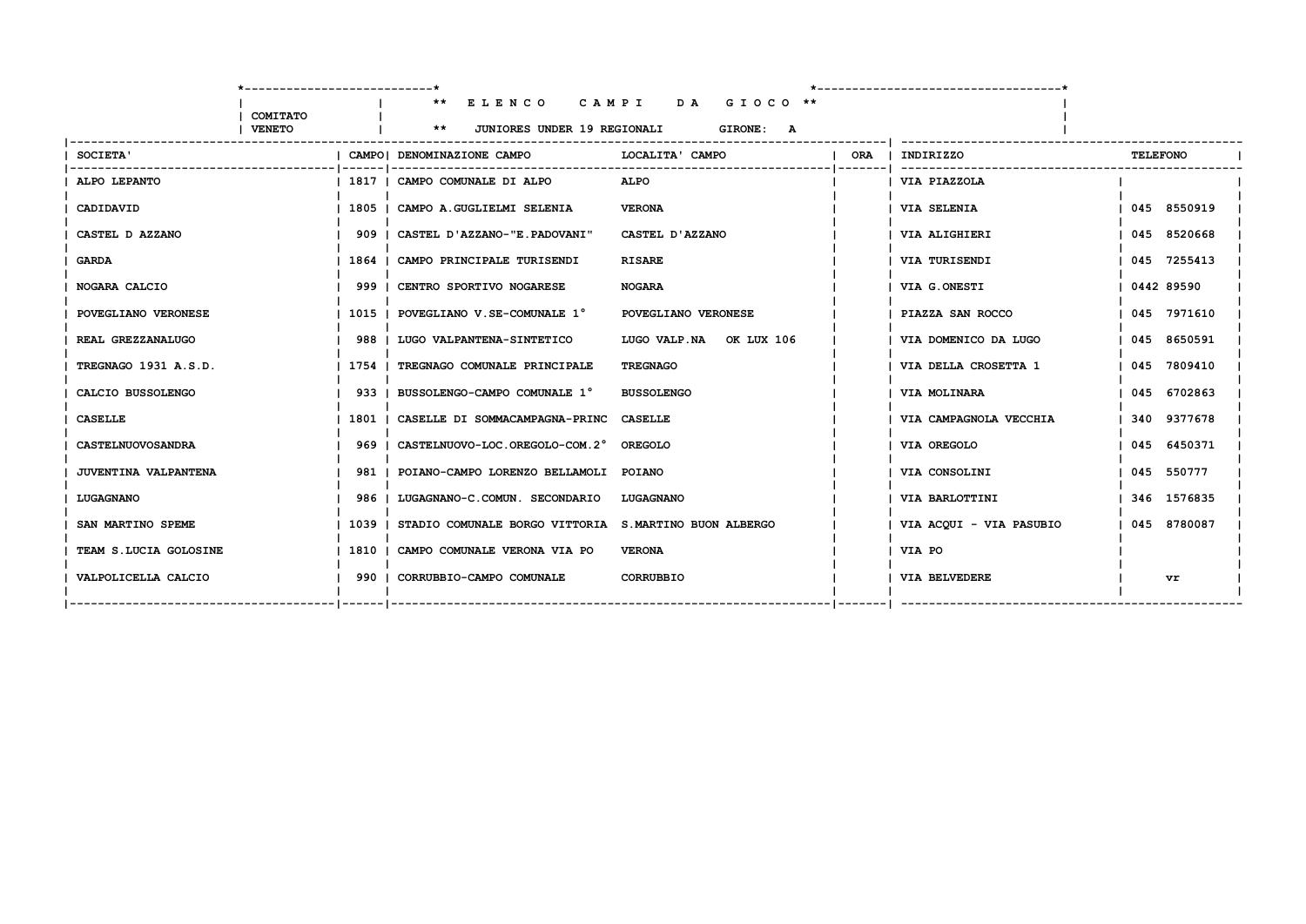COMITATO VENETO

** E L E N C O   C A M P I   D A   G I O C O **

** JUNIORES UNDER 19 REGIONALI   GIRONE: A

| SOCIETA' | CAMPO | DENOMINAZIONE CAMPO | LOCALITA' CAMPO | ORA | INDIRIZZO | TELEFONO |
|---|---|---|---|---|---|---|
| ALPO LEPANTO | 1817 | CAMPO COMUNALE DI ALPO | ALPO | | VIA PIAZZOLA | |
| CADIDAVID | 1805 | CAMPO A.GUGLIELMI SELENIA | VERONA | | VIA SELENIA | 045 8550919 |
| CASTEL D AZZANO | 909 | CASTEL D'AZZANO-"E.PADOVANI" | CASTEL D'AZZANO | | VIA ALIGHIERI | 045 8520668 |
| GARDA | 1864 | CAMPO PRINCIPALE TURISENDI | RISARE | | VIA TURISENDI | 045 7255413 |
| NOGARA CALCIO | 999 | CENTRO SPORTIVO NOGARESE | NOGARA | | VIA G.ONESTI | 0442 89590 |
| POVEGLIANO VERONESE | 1015 | POVEGLIANO V.SE-COMUNALE 1° | POVEGLIANO VERONESE | | PIAZZA SAN ROCCO | 045 7971610 |
| REAL GREZZANALUGO | 988 | LUGO VALPANTENA-SINTETICO | LUGO VALP.NA OK LUX 106 | | VIA DOMENICO DA LUGO | 045 8650591 |
| TREGNAGO 1931 A.S.D. | 1754 | TREGNAGO COMUNALE PRINCIPALE | TREGNAGO | | VIA DELLA CROSETTA 1 | 045 7809410 |
| CALCIO BUSSOLENGO | 933 | BUSSOLENGO-CAMPO COMUNALE 1° | BUSSOLENGO | | VIA MOLINARA | 045 6702863 |
| CASELLE | 1801 | CASELLE DI SOMMACAMPAGNA-PRINC | CASELLE | | VIA CAMPAGNOLA VECCHIA | 340 9377678 |
| CASTELNUOVOSANDRA | 969 | CASTELNUOVO-LOC.OREGOLO-COM.2° | OREGOLO | | VIA OREGOLO | 045 6450371 |
| JUVENTINA VALPANTENA | 981 | POIANO-CAMPO LORENZO BELLAMOLI | POIANO | | VIA CONSOLINI | 045 550777 |
| LUGAGNANO | 986 | LUGAGNANO-C.COMUN. SECONDARIO | LUGAGNANO | | VIA BARLOTTINI | 346 1576835 |
| SAN MARTINO SPEME | 1039 | STADIO COMUNALE BORGO VITTORIA | S.MARTINO BUON ALBERGO | | VIA ACQUI - VIA PASUBIO | 045 8780087 |
| TEAM S.LUCIA GOLOSINE | 1810 | CAMPO COMUNALE VERONA VIA PO | VERONA | | VIA PO | |
| VALPOLICELLA CALCIO | 990 | CORRUBBIO-CAMPO COMUNALE | CORRUBBIO | | VIA BELVEDERE | vr |